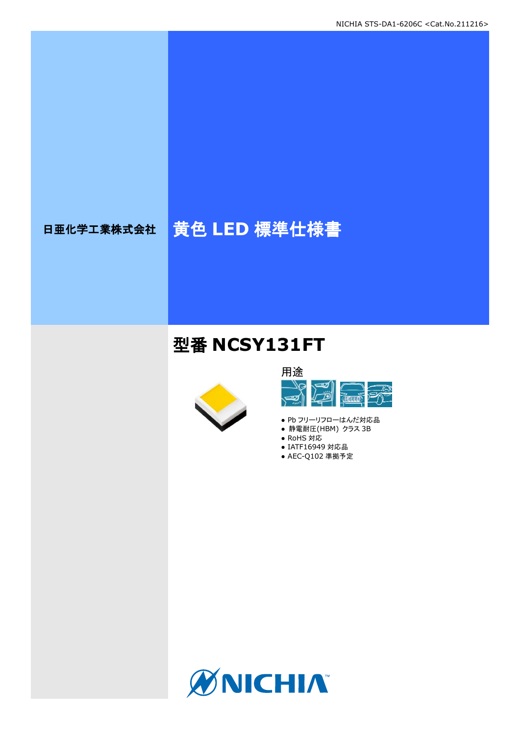日亜化学工業株式会社

# 黄色 LED 標準仕様書

## 型番 NCSY131FT

用途

- Pb フリーリフローはんだ対応品
- 静電耐圧(HBM) クラス 3B
- RoHS 対応
- IATF16949 対応品
- AEC-Q102 準拠予定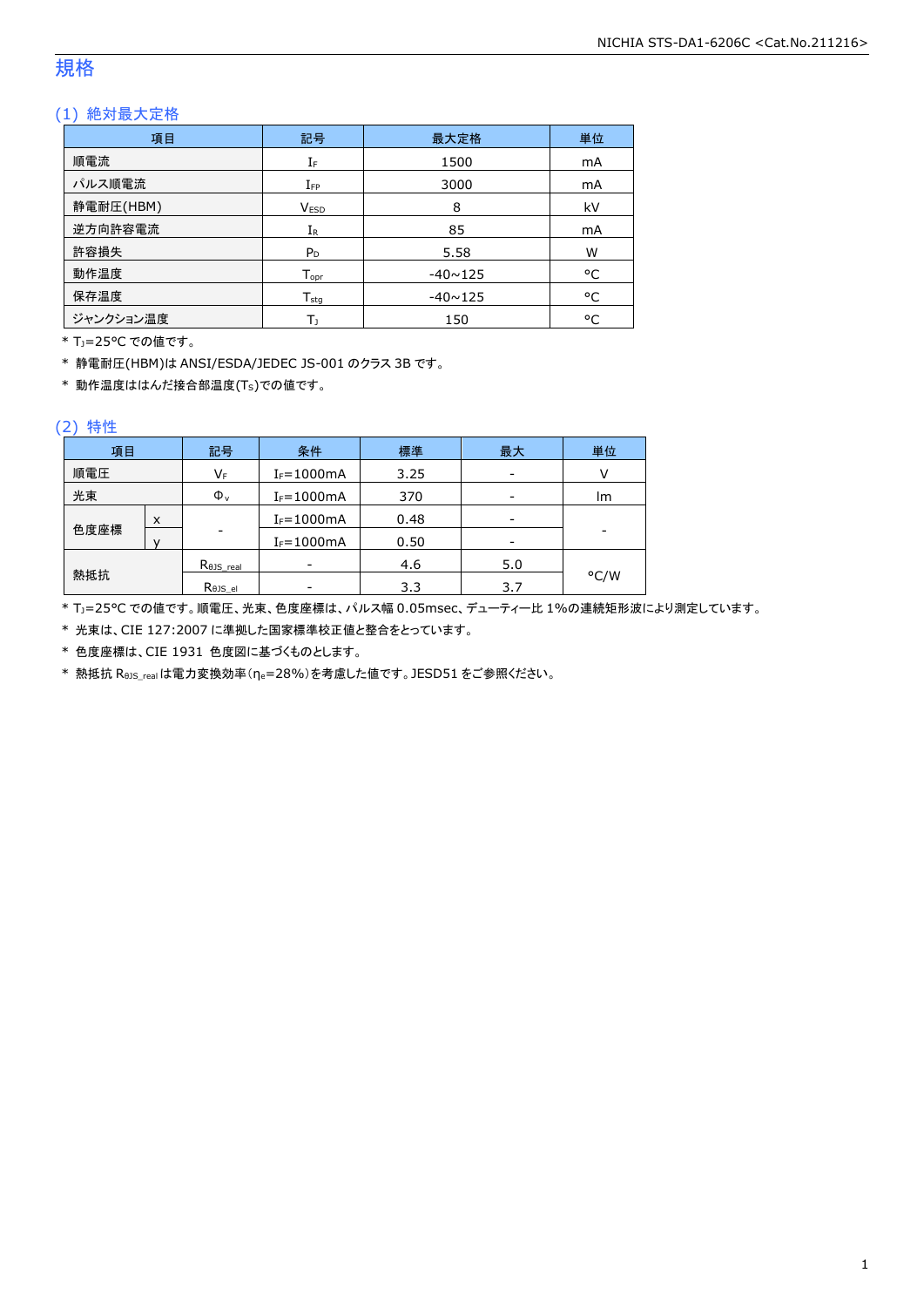# 規格

## (1) 絶対最大定格

| 項目 | 記号 | 最大定格 | 単位 |
|---|---|---|---|
| 順電流 | $I_F$ | 1500 | mA |
| パルス順電流 | $I_{FP}$ | 3000 | mA |
| 静電耐圧(HBM) | $V_{ESD}$ | 8 | kV |
| 逆方向許容電流 | $I_R$ | 85 | mA |
| 許容損失 | $P_D$ | 5.58 | W |
| 動作温度 | $T_{opr}$ | -40~125 | °C |
| 保存温度 | $T_{stg}$ | -40~125 | °C |
| ジャンクション温度 | $T_J$ | 150 | °C |

\* $T_J$=25°C での値です。

\* 静電耐圧(HBM)は ANSI/ESDA/JEDEC JS-001 のクラス 3B です。

\* 動作温度ははんだ接合部温度($T_S$)での値です。

## (2) 特性

| 項目 | | 記号 | 条件 | 標準 | 最大 | 単位 |
|---|---|---|---|---|---|---|
| 順電圧 | | $V_F$ | $I_F$=1000mA | 3.25 | - | V |
| 光束 | | $\Phi_v$ | $I_F$=1000mA | 370 | - | lm |
| 色度座標 | x | - | $I_F$=1000mA | 0.48 | - | - |
| | y | | $I_F$=1000mA | 0.50 | - | |
| 熱抵抗 | | $R_{\theta JS\_real}$ | - | 4.6 | 5.0 | °C/W |
| | | $R_{\theta JS\_el}$ | - | 3.3 | 3.7 | |

\* $T_J$=25°C での値です。順電圧、光束、色度座標は、パルス幅 0.05msec、デューティー比 1%の連続矩形波により測定しています。

\* 光束は、CIE 127:2007 に準拠した国家標準校正値と整合をとっています。

\* 色度座標は、CIE 1931 色度図に基づくものとします。

\* 熱抵抗 $R_{\theta JS\_real}$ は電力変換効率($\eta_e$=28%)を考慮した値です。JESD51 をご参照ください。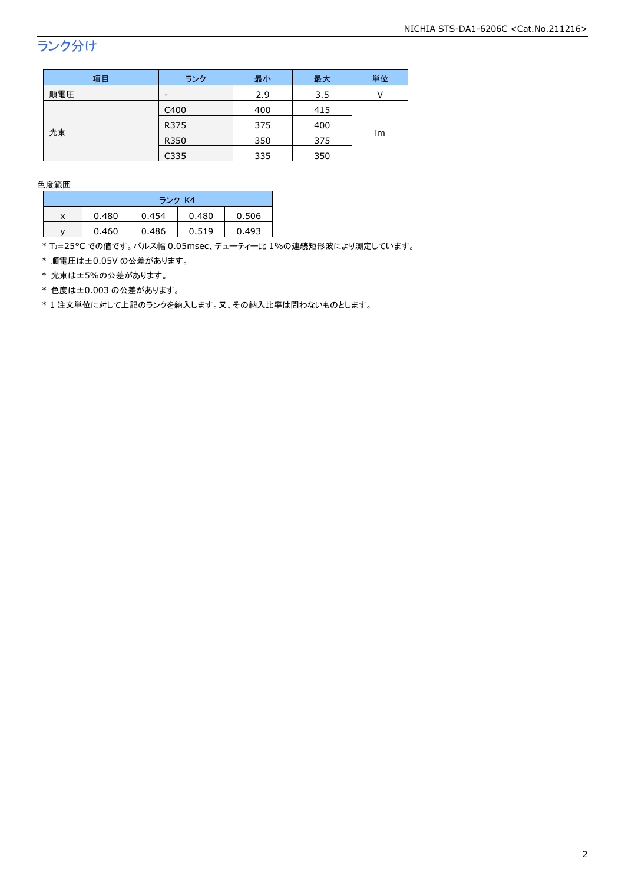## ランク分け

| 項目 | ランク | 最小 | 最大 | 単位 |
|---|---|---|---|---|
| 順電圧 | - | 2.9 | 3.5 | V |
| 光束 | C400 | 400 | 415 | lm |
| | R375 | 375 | 400 | |
| | R350 | 350 | 375 | |
| | C335 | 335 | 350 | |

色度範囲

| | ランク K4 | | | |
|---|---|---|---|---|
| x | 0.480 | 0.454 | 0.480 | 0.506 |
| y | 0.460 | 0.486 | 0.519 | 0.493 |

* $T_J$=25°C での値です。パルス幅 0.05msec、デューティー比 1%の連続矩形波により測定しています。
* 順電圧は±0.05V の公差があります。
* 光束は±5%の公差があります。
* 色度は±0.003 の公差があります。
* 1 注文単位に対して上記のランクを納入します。又、その納入比率は問わないものとします。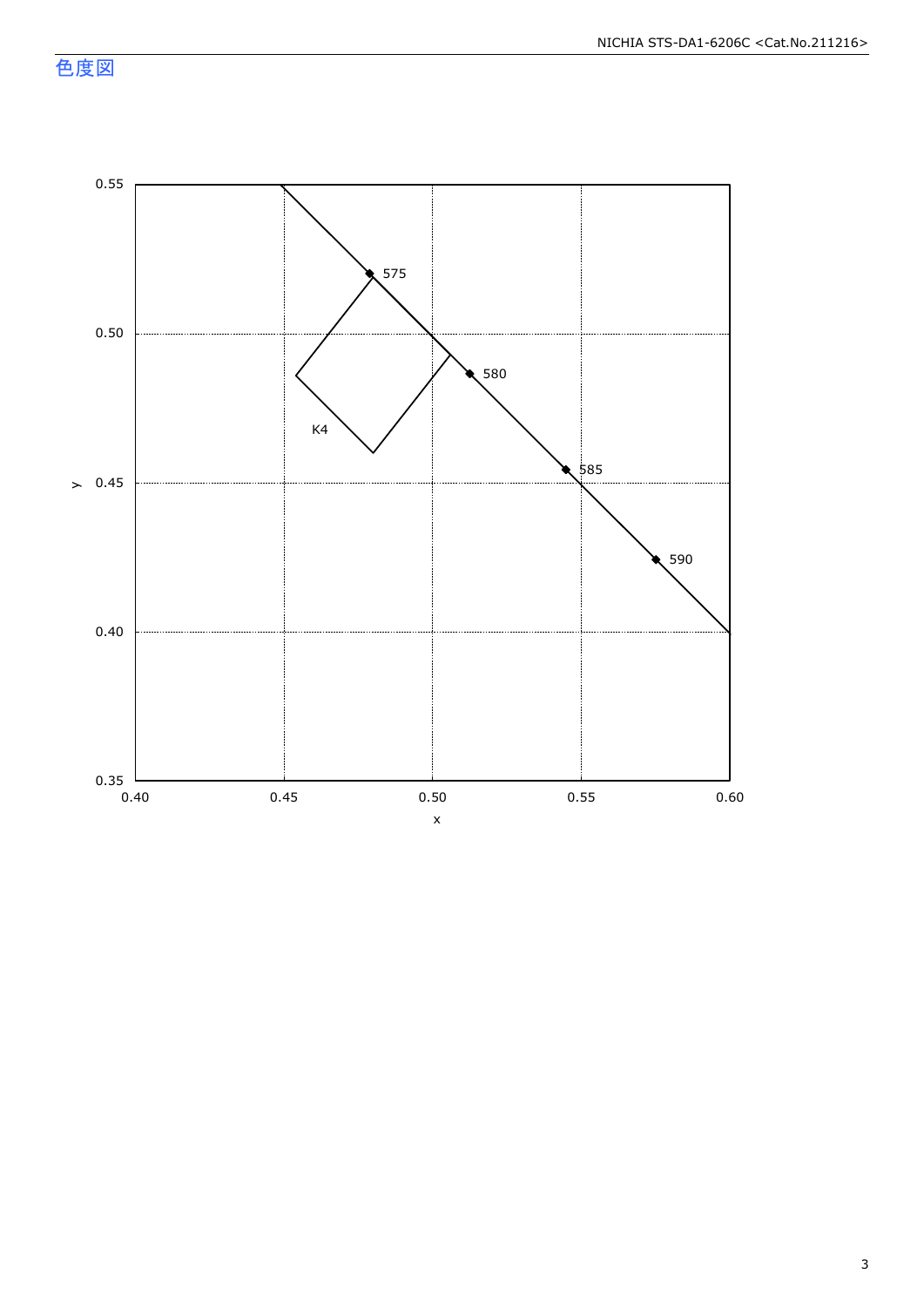## 色度図

| | |
|---|---|
| y | 0.35 – 0.55 |
| x | 0.40 – 0.60 |

575

580

585

590

K4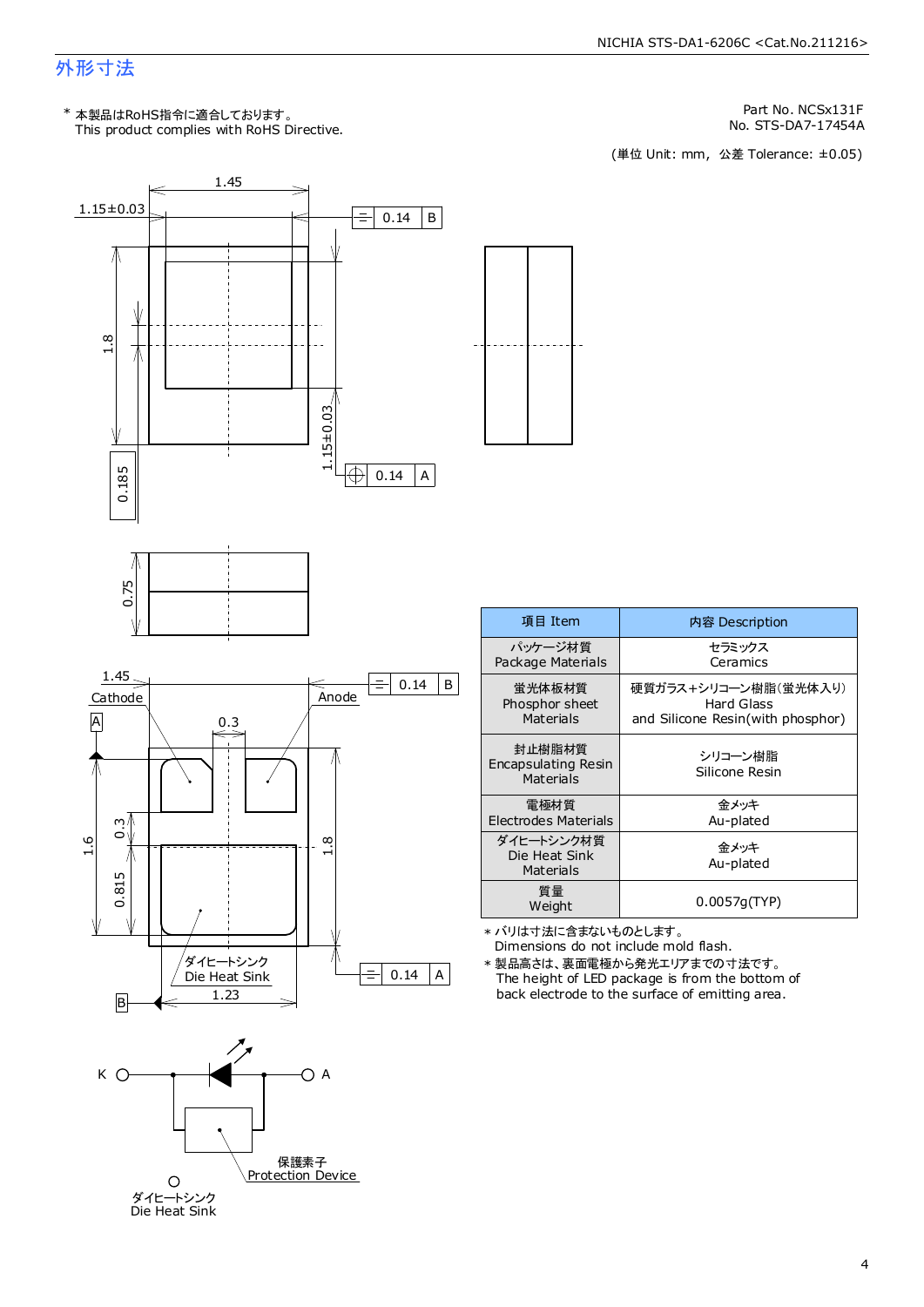## 外形寸法

\* 本製品はRoHS指令に適合しております。
This product complies with RoHS Directive.

Part No. NCSx131F
No. STS-DA7-17454A

(単位 Unit: mm, 公差 Tolerance: ±0.05)

1.45
1.15±0.03
0.14 B
1.8
0.185
1.15±0.03
0.14 A
0.75
1.45
Cathode
Anode
0.14 B
A
0.3
1.6
0.3
0.815
1.8
ダイヒートシンク
Die Heat Sink
1.23
0.14 A
B

K A
保護素子
Protection Device
ダイヒートシンク
Die Heat Sink

| 項目 Item | 内容 Description |
|---|---|
| パッケージ材質<br>Package Materials | セラミックス<br>Ceramics |
| 蛍光体板材質<br>Phosphor sheet<br>Materials | 硬質ガラス+シリコーン樹脂(蛍光体入り)<br>Hard Glass<br>and Silicone Resin(with phosphor) |
| 封止樹脂材質<br>Encapsulating Resin<br>Materials | シリコーン樹脂<br>Silicone Resin |
| 電極材質<br>Electrodes Materials | 金メッキ<br>Au-plated |
| ダイヒートシンク材質<br>Die Heat Sink<br>Materials | 金メッキ<br>Au-plated |
| 質量<br>Weight | 0.0057g(TYP) |

\* バリは寸法に含まないものとします。
Dimensions do not include mold flash.

\* 製品高さは、裏面電極から発光エリアまでの寸法です。
The height of LED package is from the bottom of back electrode to the surface of emitting area.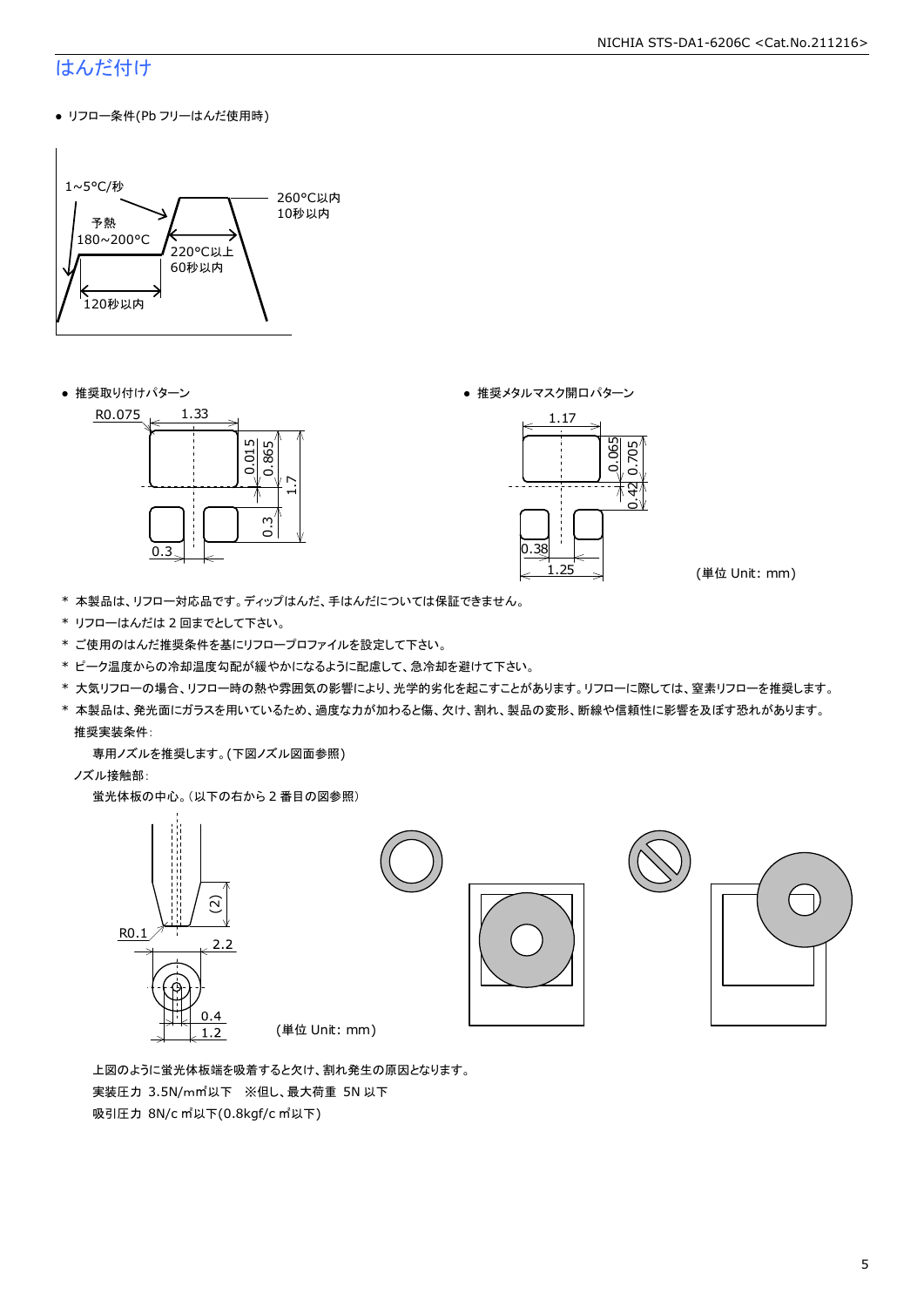# はんだ付け

- リフロー条件(Pb フリーはんだ使用時)

1~5°C/秒
予熱
180~200°C
120秒以内
220°C以上
60秒以内
260°C以内
10秒以内

- 推奨取り付けパターン

R0.075　1.33　0.015　0.865　1.7　0.3　0.3

- 推奨メタルマスク開口パターン

1.17　0.065　0.705　0.42　0.38　1.25

(単位 Unit: mm)

\* 本製品は、リフロー対応品です。ディップはんだ、手はんだについては保証できません。
\* リフローはんだは 2 回までとして下さい。
\* ご使用のはんだ推奨条件を基にリフロープロファイルを設定して下さい。
\* ピーク温度からの冷却温度勾配が緩やかになるように配慮して、急冷却を避けて下さい。
\* 大気リフローの場合、リフロー時の熱や雰囲気の影響により、光学的劣化を起こすことがあります。リフローに際しては、窒素リフローを推奨します。
\* 本製品は、発光面にガラスを用いているため、過度な力が加わると傷、欠け、割れ、製品の変形、断線や信頼性に影響を及ぼす恐れがあります。

推奨実装条件:

専用ノズルを推奨します。(下図ノズル図面参照)

ノズル接触部:

蛍光体板の中心。(以下の右から 2 番目の図参照)

(2)　R0.1　2.2　0.4　1.2

(単位 Unit: mm)

上図のように蛍光体板端を吸着すると欠け、割れ発生の原因となります。
実装圧力 3.5N/mm²以下　※但し、最大荷重 5N 以下
吸引圧力 8N/cm²以下(0.8kgf/cm²以下)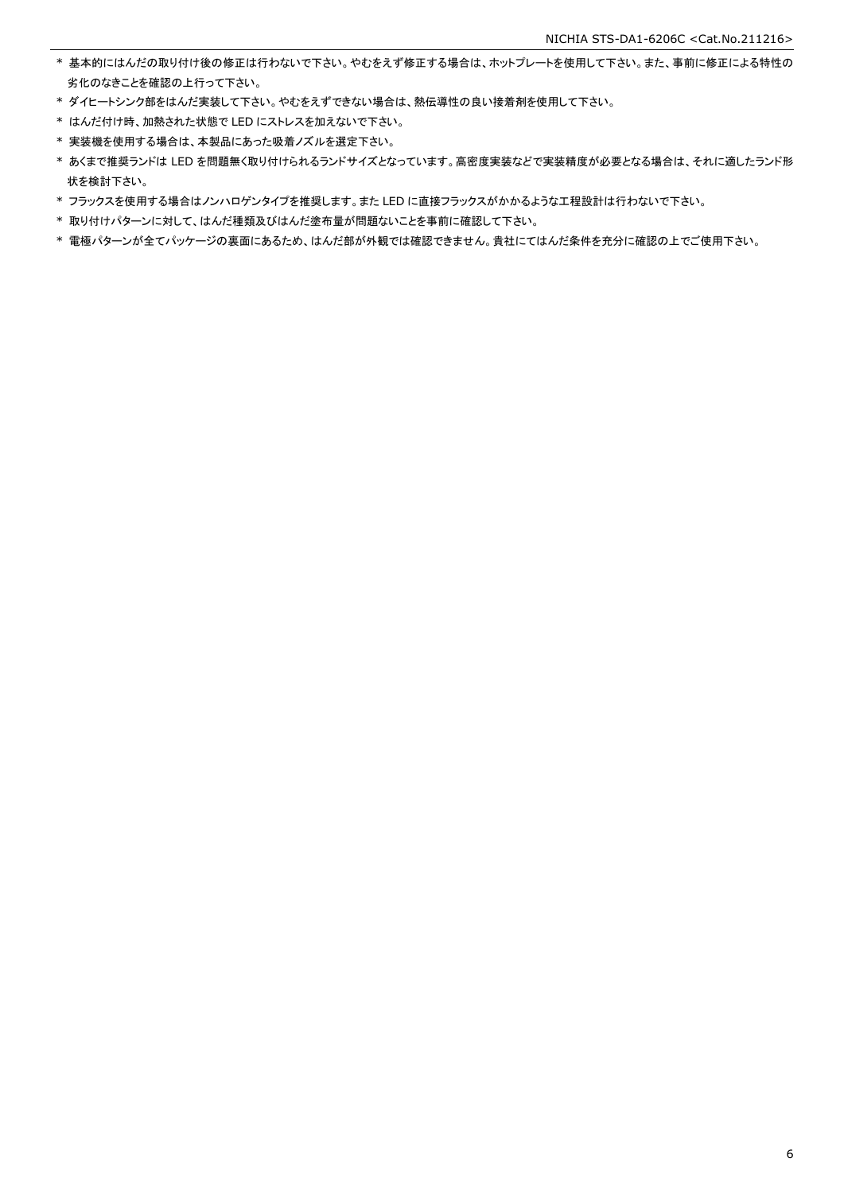* 基本的にはんだの取り付け後の修正は行わないで下さい。やむをえず修正する場合は、ホットプレートを使用して下さい。また、事前に修正による特性の劣化のなきことを確認の上行って下さい。
* ダイヒートシンク部をはんだ実装して下さい。やむをえずできない場合は、熱伝導性の良い接着剤を使用して下さい。
* はんだ付け時、加熱された状態で LED にストレスを加えないで下さい。
* 実装機を使用する場合は、本製品にあった吸着ノズルを選定下さい。
* あくまで推奨ランドは LED を問題無く取り付けられるランドサイズとなっています。高密度実装などで実装精度が必要となる場合は、それに適したランド形状を検討下さい。
* フラックスを使用する場合はノンハロゲンタイプを推奨します。また LED に直接フラックスがかかるような工程設計は行わないで下さい。
* 取り付けパターンに対して、はんだ種類及びはんだ塗布量が問題ないことを事前に確認して下さい。
* 電極パターンが全てパッケージの裏面にあるため、はんだ部が外観では確認できません。貴社にてはんだ条件を充分に確認の上でご使用下さい。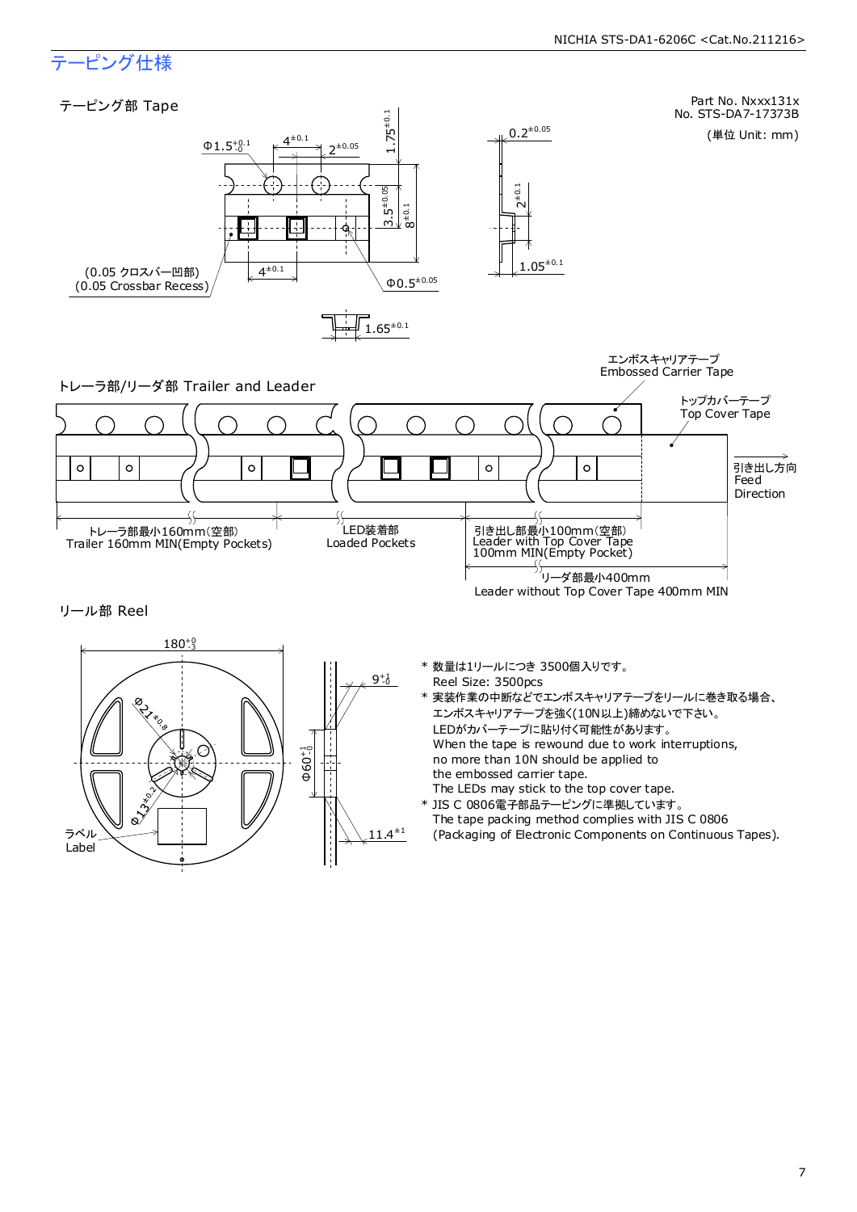## テーピング仕様

Part No. Nxxx131x
No. STS-DA7-17373B

(単位 Unit: mm)

### テーピング部 Tape

Φ1.5 $^{+0.1}_{-0}$

$4^{\pm 0.1}$

$2^{\pm 0.05}$

$1.75^{\pm 0.1}$

$3.5^{\pm 0.05}$

$8^{\pm 0.1}$

$4^{\pm 0.1}$

(0.05 クロスバー凹部)
(0.05 Crossbar Recess)

Φ$0.5^{\pm 0.05}$

$0.2^{\pm 0.05}$

$2^{\pm 0.1}$

$1.05^{\pm 0.1}$

$1.65^{\pm 0.1}$

### トレーラ部/リーダ部 Trailer and Leader

エンボスキャリアテープ
Embossed Carrier Tape

トップカバーテープ
Top Cover Tape

引き出し方向
Feed
Direction

トレーラ部最小160mm(空部)
Trailer 160mm MIN(Empty Pockets)

LED装着部
Loaded Pockets

引き出し部最小100mm(空部)
Leader with Top Cover Tape
100mm MIN(Empty Pocket)

リーダ部最小400mm
Leader without Top Cover Tape 400mm MIN

### リール部 Reel

$180^{+0}_{-3}$

Φ$21^{\pm 0.8}$

Φ$13^{\pm 0.2}$

ラベル
Label

$9^{+1}_{-0}$

Φ$60^{+1}_{-0}$

$11.4^{\pm 1}$

* 数量は1リールにつき 3500個入りです。
  Reel Size: 3500pcs
* 実装作業の中断などでエンボスキャリアテープをリールに巻き取る場合、
  エンボスキャリアテープを強く(10N以上)締めないで下さい。
  LEDがカバーテープに貼り付く可能性があります。
  When the tape is rewound due to work interruptions,
  no more than 10N should be applied to
  the embossed carrier tape.
  The LEDs may stick to the top cover tape.
* JIS C 0806電子部品テーピングに準拠しています。
  The tape packing method complies with JIS C 0806
  (Packaging of Electronic Components on Continuous Tapes).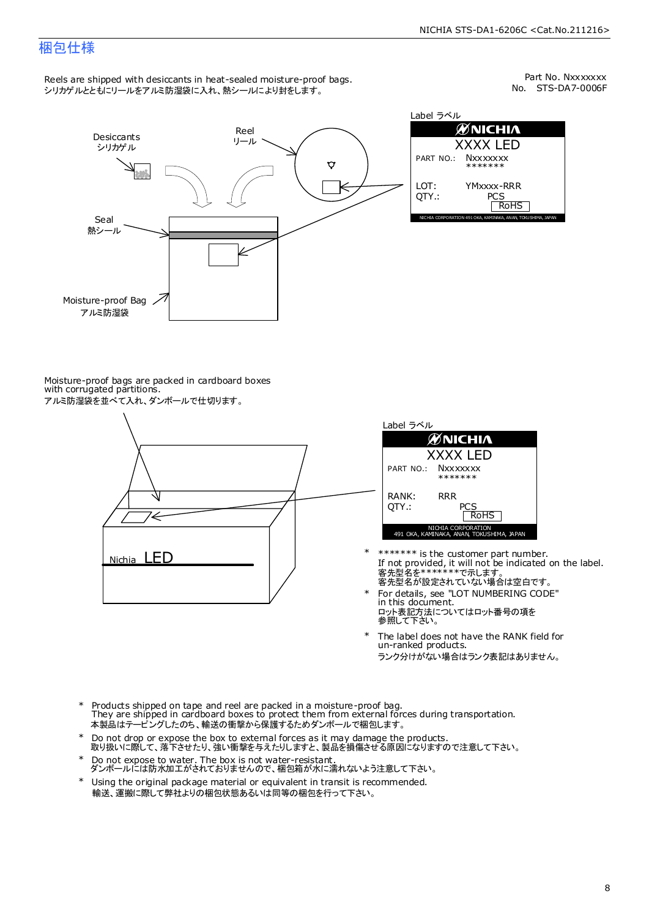## 梱包仕様

Part No. Nxxxxxxx
No. STS-DA7-0006F

Reels are shipped with desiccants in heat-sealed moisture-proof bags.
シリカゲルとともにリールをアルミ防湿袋に入れ、熱シールにより封をします。

Desiccants
シリカゲル

Reel
リール

Seal
熱シール

Moisture-proof Bag
アルミ防湿袋

Label ラベル

NICHIA
XXXX LED
PART NO.: Nxxxxxxx
*******
LOT: YMxxxx-RRR
QTY.: PCS
RoHS
NICHIA CORPORATION 491 OKA, KAMINAKA, ANAN, TOKUSHIMA, JAPAN

Moisture-proof bags are packed in cardboard boxes with corrugated partitions.
アルミ防湿袋を並べて入れ、ダンボールで仕切ります。

Nichia LED

Label ラベル

NICHIA
XXXX LED
PART NO.: Nxxxxxxx
*******
RANK: RRR
QTY.: PCS
RoHS
NICHIA CORPORATION
491 OKA, KAMINAKA, ANAN, TOKUSHIMA, JAPAN

- \* ******* is the customer part number.
  If not provided, it will not be indicated on the label.
  客先型名を*******で示します。
  客先型名が設定されていない場合は空白です。
- \* For details, see "LOT NUMBERING CODE" in this document.
  ロット表記方法についてはロット番号の項を参照して下さい。
- \* The label does not have the RANK field for un-ranked products.
  ランク分けがない場合はランク表記はありません。

- \* Products shipped on tape and reel are packed in a moisture-proof bag.
  They are shipped in cardboard boxes to protect them from external forces during transportation.
  本製品はテーピングしたのち、輸送の衝撃から保護するためダンボールで梱包します。
- \* Do not drop or expose the box to external forces as it may damage the products.
  取り扱いに際して、落下させたり、強い衝撃を与えたりしますと、製品を損傷させる原因になりますので注意して下さい。
- \* Do not expose to water. The box is not water-resistant.
  ダンボールには防水加工がされておりませんので、梱包箱が水に濡れないよう注意して下さい。
- \* Using the original package material or equivalent in transit is recommended.
  輸送、運搬に際して弊社よりの梱包状態あるいは同等の梱包を行って下さい。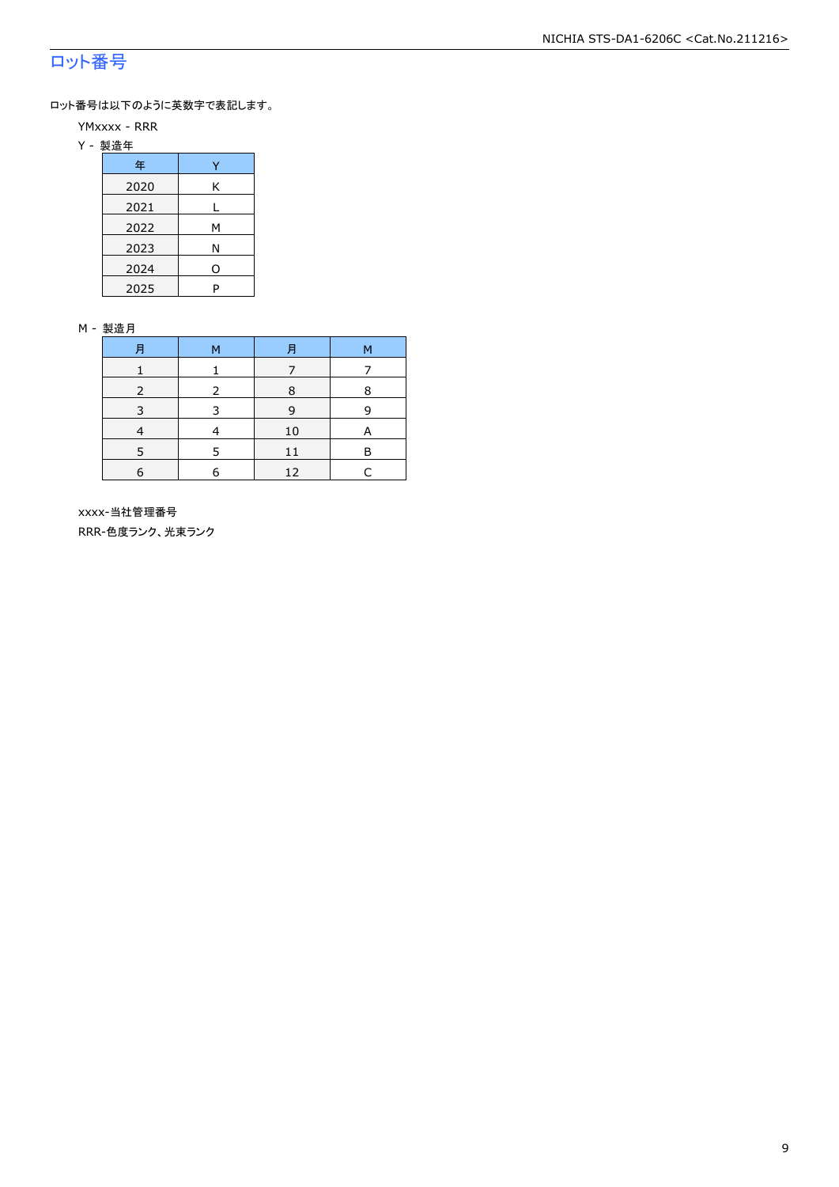## ロット番号

ロット番号は以下のように英数字で表記します。

YMxxxx - RRR

Y - 製造年

| 年 | Y |
|---|---|
| 2020 | K |
| 2021 | L |
| 2022 | M |
| 2023 | N |
| 2024 | O |
| 2025 | P |

M - 製造月

| 月 | M | 月 | M |
|---|---|---|---|
| 1 | 1 | 7 | 7 |
| 2 | 2 | 8 | 8 |
| 3 | 3 | 9 | 9 |
| 4 | 4 | 10 | A |
| 5 | 5 | 11 | B |
| 6 | 6 | 12 | C |

xxxx-当社管理番号

RRR-色度ランク、光束ランク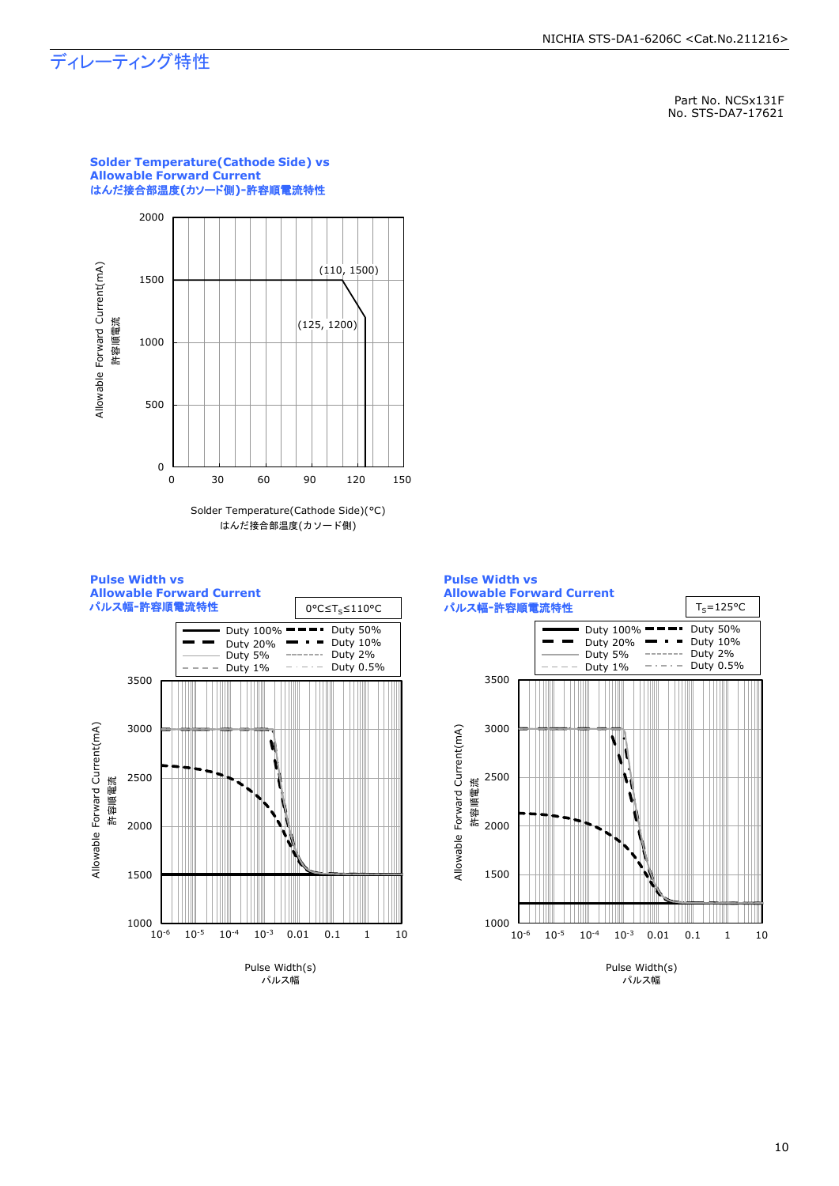# ディレーティング特性

Part No. NCSx131F
No. STS-DA7-17621

**Solder Temperature(Cathode Side) vs Allowable Forward Current**
**はんだ接合部温度(カソード側)-許容順電流特性**

Allowable Forward Current(mA)
許容順電流

2000
1500
1000
500
0

(110, 1500)
(125, 1200)

0 30 60 90 120 150

Solder Temperature(Cathode Side)(°C)
はんだ接合部温度(カソード側)

**Pulse Width vs Allowable Forward Current**
**パルス幅-許容順電流特性**

$0°C \leq T_S \leq 110°C$

Duty 100% | Duty 50%
Duty 20% | Duty 10%
Duty 5% | Duty 2%
Duty 1% | Duty 0.5%

Allowable Forward Current(mA)
許容順電流

3500
3000
2500
2000
1500
1000

$10^{-6}$ $10^{-5}$ $10^{-4}$ $10^{-3}$ 0.01 0.1 1 10

Pulse Width(s)
パルス幅

**Pulse Width vs Allowable Forward Current**
**パルス幅-許容順電流特性**

$T_S=125°C$

Duty 100% | Duty 50%
Duty 20% | Duty 10%
Duty 5% | Duty 2%
Duty 1% | Duty 0.5%

Allowable Forward Current(mA)
許容順電流

3500
3000
2500
2000
1500
1000

$10^{-6}$ $10^{-5}$ $10^{-4}$ $10^{-3}$ 0.01 0.1 1 10

Pulse Width(s)
パルス幅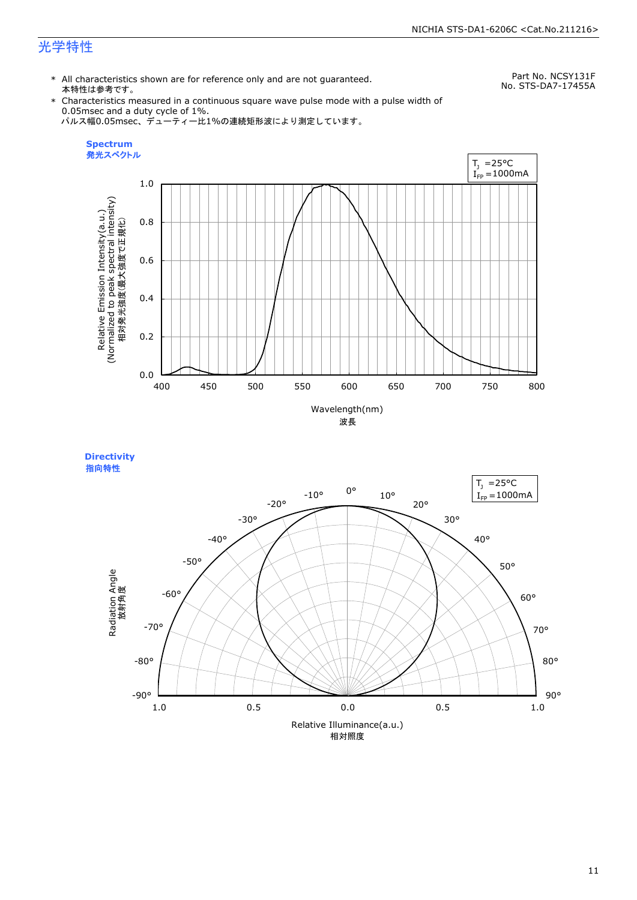# 光学特性

Part No. NCSY131F
No. STS-DA7-17455A

\* All characteristics shown are for reference only and are not guaranteed.
本特性は参考です。

\* Characteristics measured in a continuous square wave pulse mode with a pulse width of 0.05msec and a duty cycle of 1%.
パルス幅0.05msec、デューティー比1%の連続矩形波により測定しています。

**Spectrum**
**発光スペクトル**

$T_J$ =25°C
$I_{FP}$ =1000mA

Relative Emission Intensity(a.u.)
(Normalized to peak spectral intensity)
相対発光強度(最大強度で正規化)

Wavelength(nm)
波長

**Directivity**
**指向特性**

$T_J$ =25°C
$I_{FP}$ =1000mA

Radiation Angle
放射角度

Relative Illuminance(a.u.)
相対照度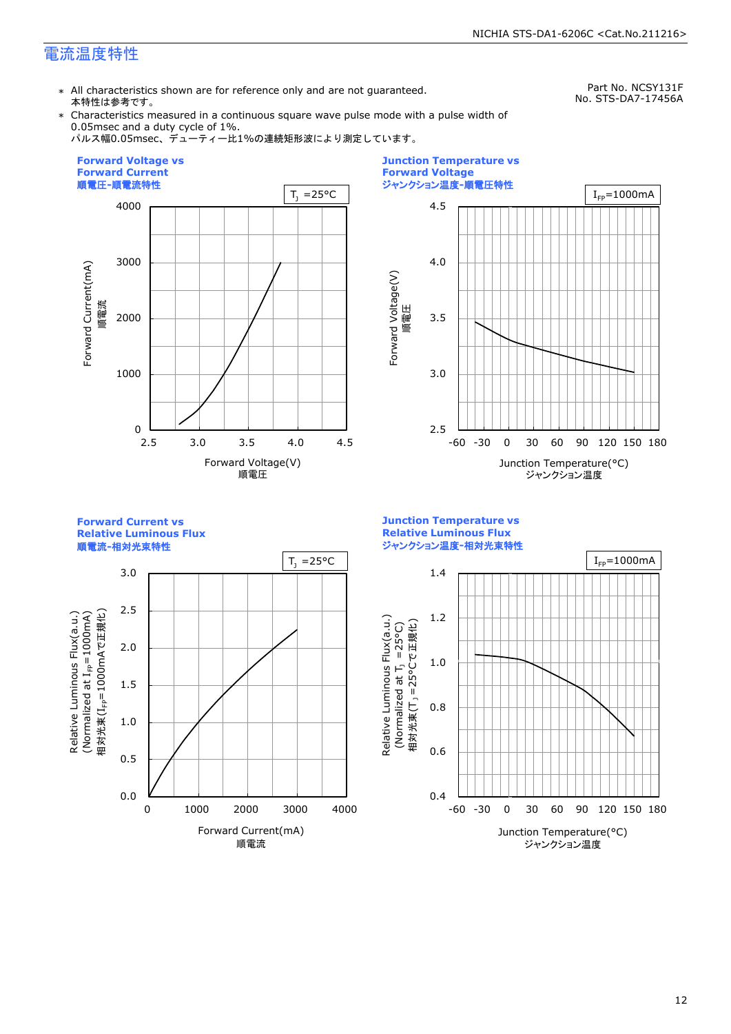## 電流温度特性

Part No. NCSY131F
No. STS-DA7-17456A

- ＊ All characteristics shown are for reference only and are not guaranteed.
  本特性は参考です。
- ＊ Characteristics measured in a continuous square wave pulse mode with a pulse width of 0.05msec and a duty cycle of 1%.
  パルス幅0.05msec、デューティー比1%の連続矩形波により測定しています。

**Forward Voltage vs Forward Current**
**順電圧-順電流特性**

$T_J$ =25°C

Forward Current(mA) 順電流 / Forward Voltage(V) 順電圧

**Junction Temperature vs Forward Voltage**
**ジャンクション温度-順電圧特性**

$I_{FP}$=1000mA

Forward Voltage(V) 順電圧 / Junction Temperature(°C) ジャンクション温度

**Forward Current vs Relative Luminous Flux**
**順電流-相対光束特性**

$T_J$ =25°C

Relative Luminous Flux(a.u.) (Normalized at $I_{FP}$=1000mA) 相対光束($I_{FP}$=1000mAで正規化) / Forward Current(mA) 順電流

**Junction Temperature vs Relative Luminous Flux**
**ジャンクション温度-相対光束特性**

$I_{FP}$=1000mA

Relative Luminous Flux(a.u.) (Normalized at $T_J$ =25°C) 相対光束($T_J$ =25°Cで正規化) / Junction Temperature(°C) ジャンクション温度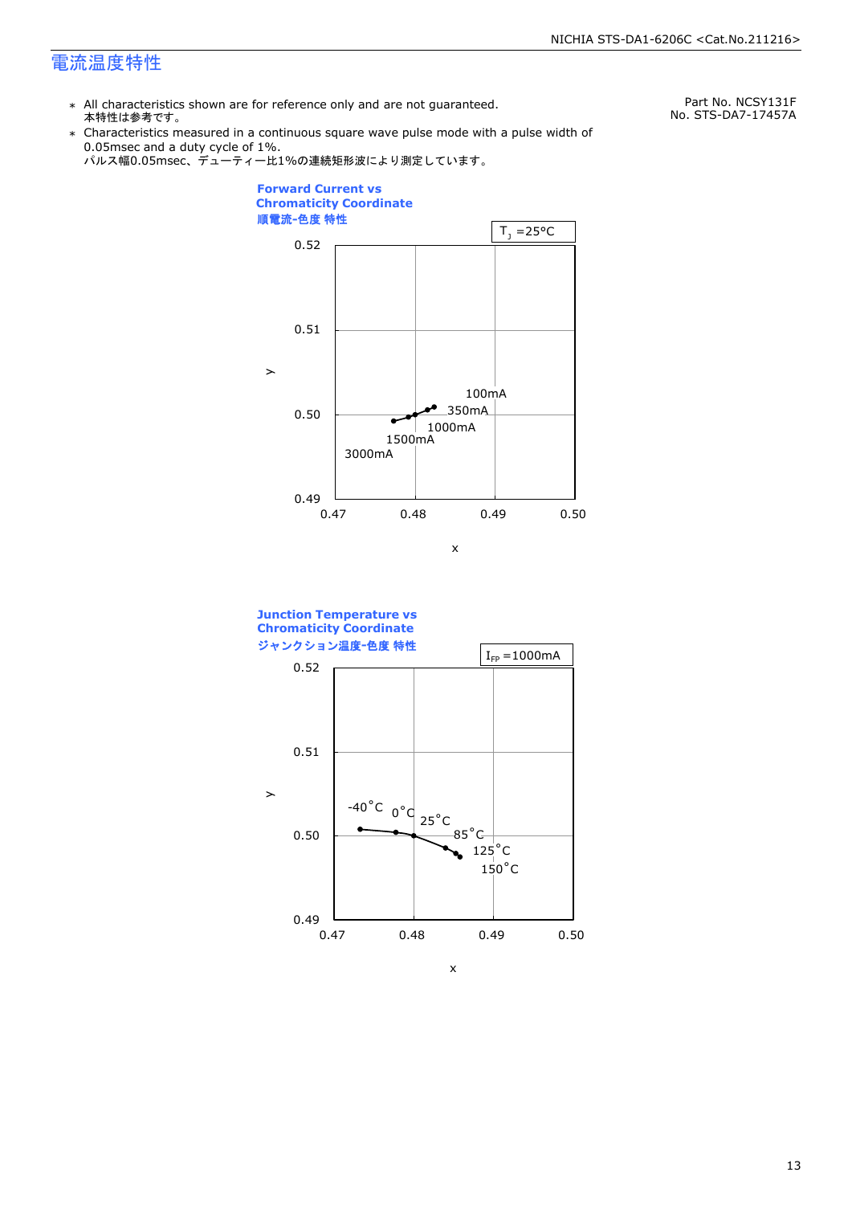## 電流温度特性

Part No. NCSY131F
No. STS-DA7-17457A

- * All characteristics shown are for reference only and are not guaranteed.
  本特性は参考です。
- * Characteristics measured in a continuous square wave pulse mode with a pulse width of 0.05msec and a duty cycle of 1%.
  パルス幅0.05msec、デューティー比1%の連続矩形波により測定しています。

**Forward Current vs Chromaticity Coordinate**
**順電流-色度 特性**

$T_J$ =25°C

y: 0.49, 0.50, 0.51, 0.52
x: 0.47, 0.48, 0.49, 0.50

100mA
350mA
1000mA
1500mA
3000mA

**Junction Temperature vs Chromaticity Coordinate**
**ジャンクション温度-色度 特性**

$I_{FP}$ =1000mA

y: 0.49, 0.50, 0.51, 0.52
x: 0.47, 0.48, 0.49, 0.50

-40°C
0°C
25°C
85°C
125°C
150°C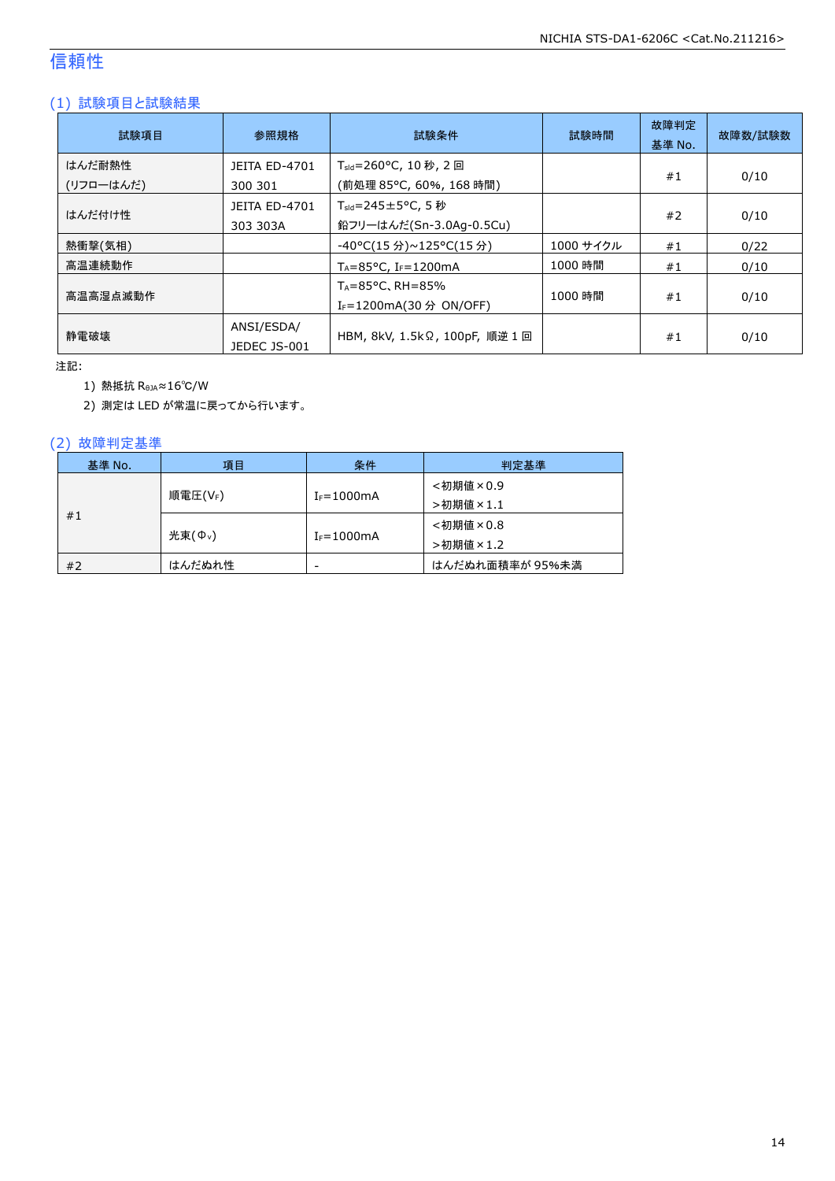# 信頼性

## (1) 試験項目と試験結果

| 試験項目 | 参照規格 | 試験条件 | 試験時間 | 故障判定基準 No. | 故障数/試験数 |
|---|---|---|---|---|---|
| はんだ耐熱性 (リフローはんだ) | JEITA ED-4701 300 301 | $T_{sld}$=260°C, 10 秒, 2 回 (前処理 85°C, 60%, 168 時間) | | #1 | 0/10 |
| はんだ付け性 | JEITA ED-4701 303 303A | $T_{sld}$=245±5°C, 5 秒 鉛フリーはんだ(Sn-3.0Ag-0.5Cu) | | #2 | 0/10 |
| 熱衝撃(気相) | | -40°C(15 分)~125°C(15 分) | 1000 サイクル | #1 | 0/22 |
| 高温連続動作 | | $T_A$=85°C, $I_F$=1200mA | 1000 時間 | #1 | 0/10 |
| 高温高湿点滅動作 | | $T_A$=85°C、RH=85% $I_F$=1200mA(30 分 ON/OFF) | 1000 時間 | #1 | 0/10 |
| 静電破壊 | ANSI/ESDA/ JEDEC JS-001 | HBM, 8kV, 1.5kΩ, 100pF, 順逆 1 回 | | #1 | 0/10 |

注記:

1) 熱抵抗 $R_{θJA}$≈16℃/W
2) 測定は LED が常温に戻ってから行います。

## (2) 故障判定基準

| 基準 No. | 項目 | 条件 | 判定基準 |
|---|---|---|---|
| #1 | 順電圧($V_F$) | $I_F$=1000mA | <初期値×0.9 >初期値×1.1 |
| | 光束($Φ_V$) | $I_F$=1000mA | <初期値×0.8 >初期値×1.2 |
| #2 | はんだぬれ性 | - | はんだぬれ面積率が 95%未満 |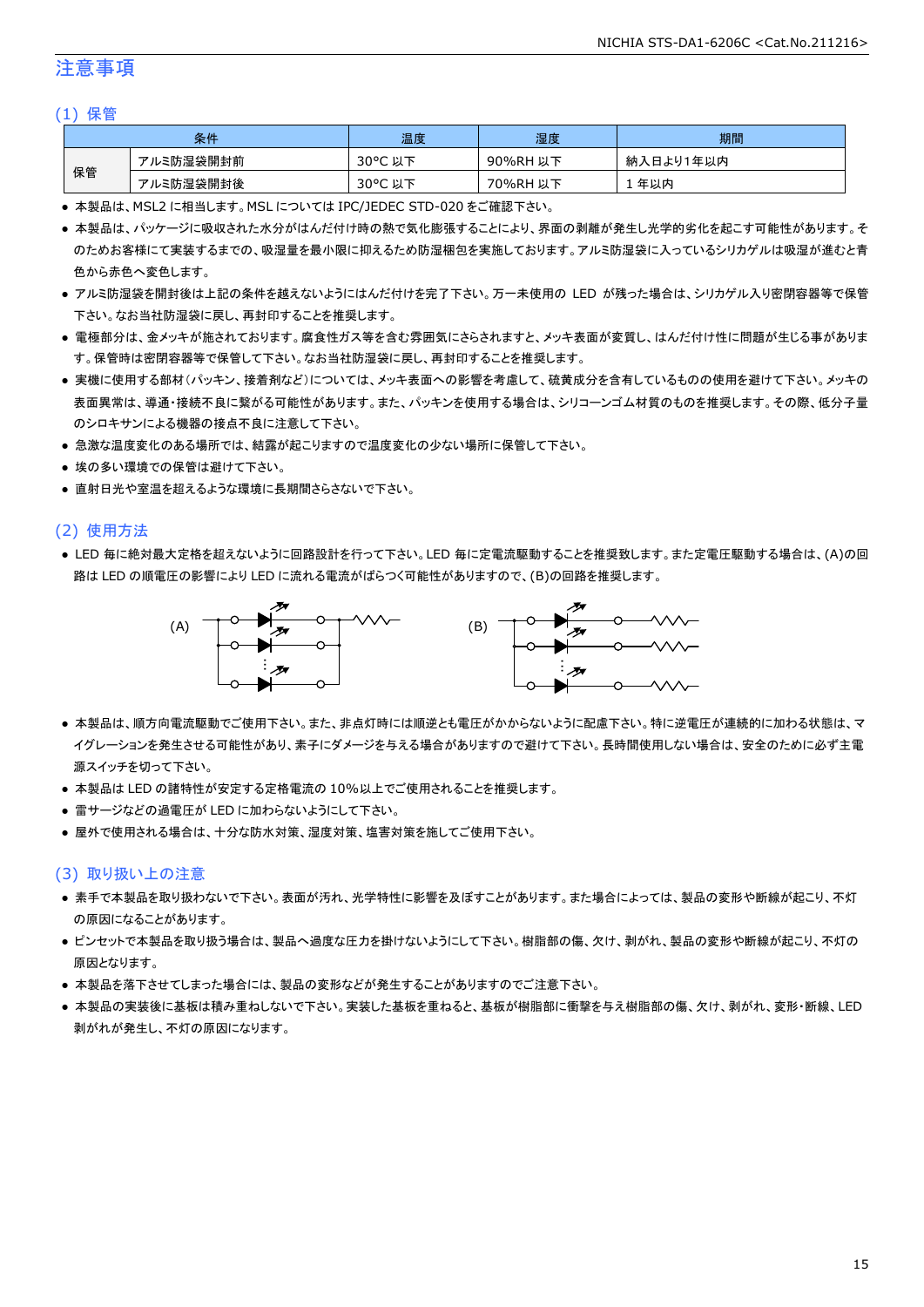# 注意事項

## (1) 保管

| 条件 | | 温度 | 湿度 | 期間 |
|---|---|---|---|---|
| 保管 | アルミ防湿袋開封前 | 30°C 以下 | 90%RH 以下 | 納入日より1年以内 |
| | アルミ防湿袋開封後 | 30°C 以下 | 70%RH 以下 | 1 年以内 |

- 本製品は、MSL2 に相当します。MSL については IPC/JEDEC STD-020 をご確認下さい。
- 本製品は、パッケージに吸収された水分がはんだ付け時の熱で気化膨張することにより、界面の剥離が発生し光学的劣化を起こす可能性があります。そのためお客様にて実装するまでの、吸湿量を最小限に抑えるため防湿梱包を実施しております。アルミ防湿袋に入っているシリカゲルは吸湿が進むと青色から赤色へ変色します。
- アルミ防湿袋を開封後は上記の条件を越えないようにはんだ付けを完了下さい。万一未使用の LED が残った場合は、シリカゲル入り密閉容器等で保管下さい。なお当社防湿袋に戻し、再封印することを推奨します。
- 電極部分は、金メッキが施されております。腐食性ガス等を含む雰囲気にさらされますと、メッキ表面が変質し、はんだ付け性に問題が生じる事があります。保管時は密閉容器等で保管して下さい。なお当社防湿袋に戻し、再封印することを推奨します。
- 実機に使用する部材（パッキン、接着剤など）については、メッキ表面への影響を考慮して、硫黄成分を含有しているものの使用を避けて下さい。メッキの表面異常は、導通・接続不良に繋がる可能性があります。また、パッキンを使用する場合は、シリコーンゴム材質のものを推奨します。その際、低分子量のシロキサンによる機器の接点不良に注意して下さい。
- 急激な温度変化のある場所では、結露が起こりますので温度変化の少ない場所に保管して下さい。
- 埃の多い環境での保管は避けて下さい。
- 直射日光や室温を超えるような環境に長期間さらさないで下さい。

## (2) 使用方法

- LED 毎に絶対最大定格を超えないように回路設計を行って下さい。LED 毎に定電流駆動することを推奨致します。また定電圧駆動する場合は、(A)の回路は LED の順電圧の影響により LED に流れる電流がばらつく可能性がありますので、(B)の回路を推奨します。

(A)　　　　　　　　　　　　　　(B)

- 本製品は、順方向電流駆動でご使用下さい。また、非点灯時には順逆とも電圧がかからないように配慮下さい。特に逆電圧が連続的に加わる状態は、マイグレーションを発生させる可能性があり、素子にダメージを与える場合がありますので避けて下さい。長時間使用しない場合は、安全のために必ず主電源スイッチを切って下さい。
- 本製品は LED の諸特性が安定する定格電流の 10%以上でご使用されることを推奨します。
- 雷サージなどの過電圧が LED に加わらないようにして下さい。
- 屋外で使用される場合は、十分な防水対策、湿度対策、塩害対策を施してご使用下さい。

## (3) 取り扱い上の注意

- 素手で本製品を取り扱わないで下さい。表面が汚れ、光学特性に影響を及ぼすことがあります。また場合によっては、製品の変形や断線が起こり、不灯の原因になることがあります。
- ピンセットで本製品を取り扱う場合は、製品へ過度な圧力を掛けないようにして下さい。樹脂部の傷、欠け、剥がれ、製品の変形や断線が起こり、不灯の原因となります。
- 本製品を落下させてしまった場合には、製品の変形などが発生することがありますのでご注意下さい。
- 本製品の実装後に基板は積み重ねしないで下さい。実装した基板を重ねると、基板が樹脂部に衝撃を与え樹脂部の傷、欠け、剥がれ、変形・断線、LED 剥がれが発生し、不灯の原因になります。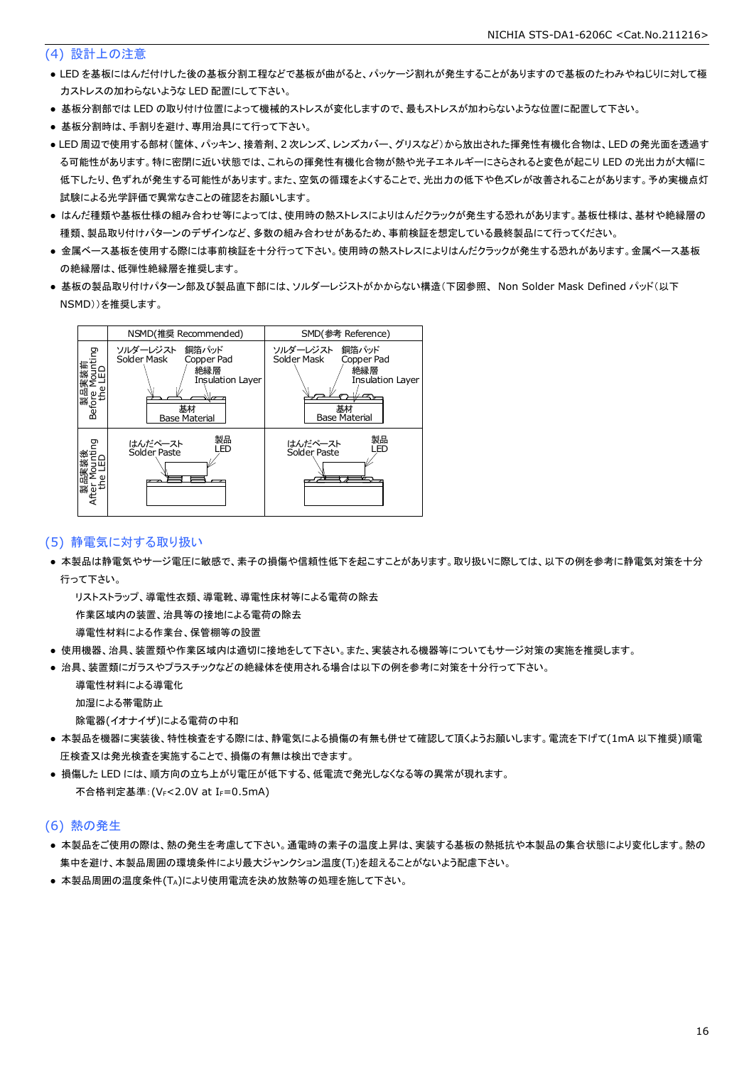## (4) 設計上の注意

- LED を基板にはんだ付けした後の基板分割工程などで基板が曲がると、パッケージ割れが発生することがありますので基板のたわみやねじりに対して極力ストレスの加わらないような LED 配置にして下さい。
- 基板分割部では LED の取り付け位置によって機械的ストレスが変化しますので、最もストレスが加わらないような位置に配置して下さい。
- 基板分割時は、手割りを避け、専用治具にて行って下さい。
- LED 周辺で使用する部材（筐体、パッキン、接着剤、2 次レンズ、レンズカバー、グリスなど）から放出された揮発性有機化合物は、LED の発光面を透過する可能性があります。特に密閉に近い状態では、これらの揮発性有機化合物が熱や光子エネルギーにさらされると変色が起こり LED の光出力が大幅に低下したり、色ずれが発生する可能性があります。また、空気の循環をよくすることで、光出力の低下や色ズレが改善されることがあります。予め実機点灯試験による光学評価で異常なきことの確認をお願いします。
- はんだ種類や基板仕様の組み合わせ等によっては、使用時の熱ストレスによりはんだクラックが発生する恐れがあります。基板仕様は、基材や絶縁層の種類、製品取り付けパターンのデザインなど、多数の組み合わせがあるため、事前検証を想定している最終製品にて行ってください。
- 金属ベース基板を使用する際には事前検証を十分行って下さい。使用時の熱ストレスによりはんだクラックが発生する恐れがあります。金属ベース基板の絶縁層は、低弾性絶縁層を推奨します。
- 基板の製品取り付けパターン部及び製品直下部には、ソルダーレジストがかからない構造（下図参照、 Non Solder Mask Defined パッド（以下 NSMD））を推奨します。

| | NSMD(推奨 Recommended) | SMD(参考 Reference) |
|---|---|---|
| 製品実装前 Before Mounting the LED | ソルダーレジスト Solder Mask / 銅箔パッド Copper Pad / 絶縁層 Insulation Layer / 基材 Base Material | ソルダーレジスト Solder Mask / 銅箔パッド Copper Pad / 絶縁層 Insulation Layer / 基材 Base Material |
| 製品実装後 After Mounting the LED | はんだペースト Solder Paste / 製品 LED | はんだペースト Solder Paste / 製品 LED |

## (5) 静電気に対する取り扱い

- 本製品は静電気やサージ電圧に敏感で、素子の損傷や信頼性低下を起こすことがあります。取り扱いに際しては、以下の例を参考に静電気対策を十分行って下さい。
  - リストストラップ、導電性衣類、導電靴、導電性床材等による電荷の除去
  - 作業区域内の装置、治具等の接地による電荷の除去
  - 導電性材料による作業台、保管棚等の設置
- 使用機器、治具、装置類や作業区域内は適切に接地をして下さい。また、実装される機器等についてもサージ対策の実施を推奨します。
- 治具、装置類にガラスやプラスチックなどの絶縁体を使用される場合は以下の例を参考に対策を十分行って下さい。
  - 導電性材料による導電化
  - 加湿による帯電防止
  - 除電器(イオナイザ)による電荷の中和
- 本製品を機器に実装後、特性検査をする際には、静電気による損傷の有無も併せて確認して頂くようお願いします。電流を下げて(1mA 以下推奨)順電圧検査又は発光検査を実施することで、損傷の有無は検出できます。
- 損傷した LED には、順方向の立ち上がり電圧が低下する、低電流で発光しなくなる等の異常が現れます。
  - 不合格判定基準：($V_F$<2.0V at $I_F$=0.5mA)

## (6) 熱の発生

- 本製品をご使用の際は、熱の発生を考慮して下さい。通電時の素子の温度上昇は、実装する基板の熱抵抗や本製品の集合状態により変化します。熱の集中を避け、本製品周囲の環境条件により最大ジャンクション温度($T_J$)を超えることがないよう配慮下さい。
- 本製品周囲の温度条件($T_A$)により使用電流を決め放熱等の処理を施して下さい。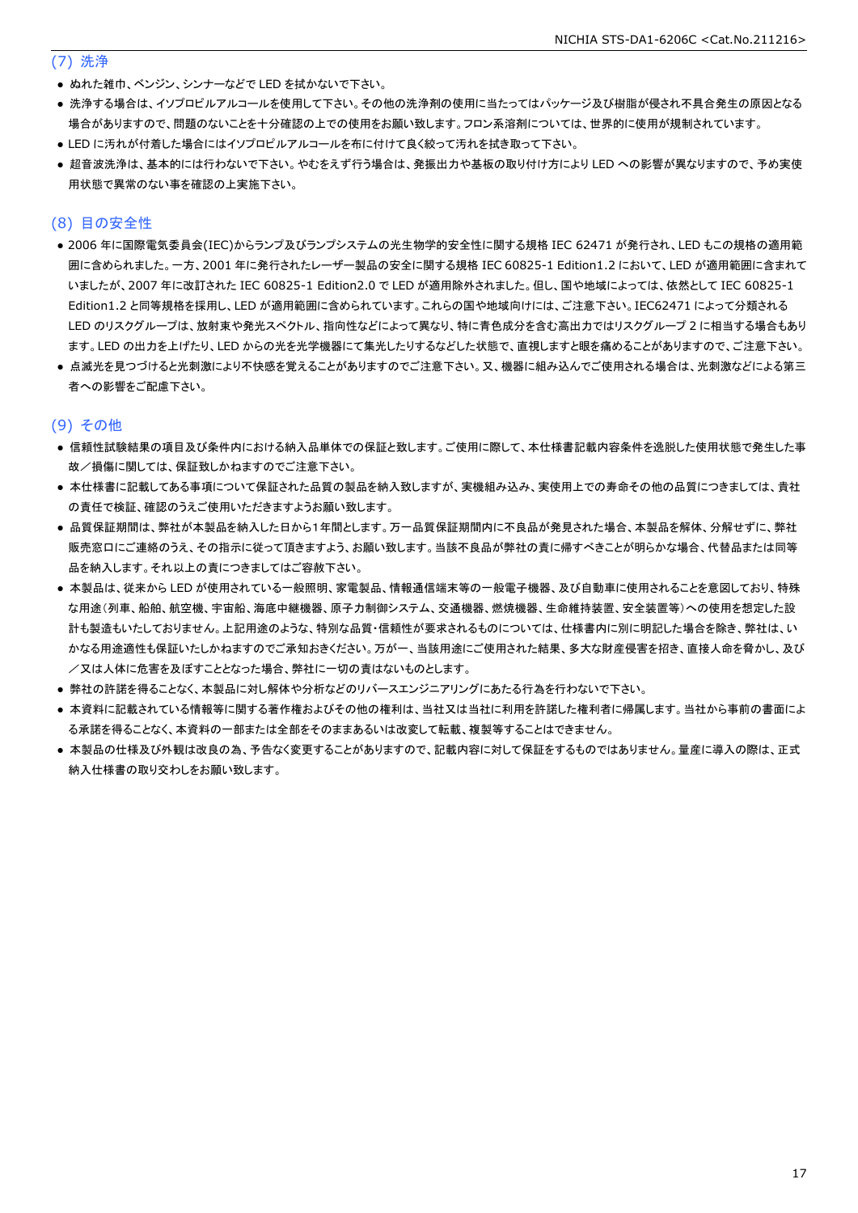## (7) 洗浄

- ぬれた雑巾、ベンジン、シンナーなどで LED を拭かないで下さい。
- 洗浄する場合は、イソプロピルアルコールを使用して下さい。その他の洗浄剤の使用に当たってはパッケージ及び樹脂が侵され不具合発生の原因となる場合がありますので、問題のないことを十分確認の上での使用をお願い致します。フロン系溶剤については、世界的に使用が規制されています。
- LED に汚れが付着した場合にはイソプロピルアルコールを布に付けて良く絞って汚れを拭き取って下さい。
- 超音波洗浄は、基本的には行わないで下さい。やむをえず行う場合は、発振出力や基板の取り付け方により LED への影響が異なりますので、予め実使用状態で異常のない事を確認の上実施下さい。

## (8) 目の安全性

- 2006 年に国際電気委員会(IEC)からランプ及びランプシステムの光生物学的安全性に関する規格 IEC 62471 が発行され、LED もこの規格の適用範囲に含められました。一方、2001 年に発行されたレーザー製品の安全に関する規格 IEC 60825-1 Edition1.2 において、LED が適用範囲に含まれていましたが、2007 年に改訂された IEC 60825-1 Edition2.0 で LED が適用除外されました。但し、国や地域によっては、依然として IEC 60825-1 Edition1.2 と同等規格を採用し、LED が適用範囲に含められています。これらの国や地域向けには、ご注意下さい。IEC62471 によって分類される LED のリスクグループは、放射束や発光スペクトル、指向性などによって異なり、特に青色成分を含む高出力ではリスクグループ 2 に相当する場合もあります。LED の出力を上げたり、LED からの光を光学機器にて集光したりするなどした状態で、直視しますと眼を痛めることがありますので、ご注意下さい。
- 点滅光を見つづけると光刺激により不快感を覚えることがありますのでご注意下さい。又、機器に組み込んでご使用される場合は、光刺激などによる第三者への影響をご配慮下さい。

## (9) その他

- 信頼性試験結果の項目及び条件内における納入品単体での保証と致します。ご使用に際して、本仕様書記載内容条件を逸脱した使用状態で発生した事故／損傷に関しては、保証致しかねますのでご注意下さい。
- 本仕様書に記載してある事項について保証された品質の製品を納入致しますが、実機組み込み、実使用上での寿命その他の品質につきましては、貴社の責任で検証、確認のうえご使用いただきますようお願い致します。
- 品質保証期間は、弊社が本製品を納入した日から1年間とします。万一品質保証期間内に不良品が発見された場合、本製品を解体、分解せずに、弊社販売窓口にご連絡のうえ、その指示に従って頂きますよう、お願い致します。当該不良品が弊社の責に帰すべきことが明らかな場合、代替品または同等品を納入します。それ以上の責につきましてはご容赦下さい。
- 本製品は、従来から LED が使用されている一般照明、家電製品、情報通信端末等の一般電子機器、及び自動車に使用されることを意図しており、特殊な用途(列車、船舶、航空機、宇宙船、海底中継機器、原子力制御システム、交通機器、燃焼機器、生命維持装置、安全装置等)への使用を想定した設計も製造もいたしておりません。上記用途のような、特別な品質･信頼性が要求されるものについては、仕様書内に別に明記した場合を除き、弊社は、いかなる用途適性も保証いたしかねますのでご承知おきください。万が一、当該用途にご使用された結果、多大な財産侵害を招き、直接人命を脅かし、及び／又は人体に危害を及ぼすこととなった場合、弊社に一切の責はないものとします。
- 弊社の許諾を得ることなく、本製品に対し解体や分析などのリバースエンジニアリングにあたる行為を行わないで下さい。
- 本資料に記載されている情報等に関する著作権およびその他の権利は、当社又は当社に利用を許諾した権利者に帰属します。当社から事前の書面による承諾を得ることなく、本資料の一部または全部をそのままあるいは改変して転載、複製等することはできません。
- 本製品の仕様及び外観は改良の為、予告なく変更することがありますので、記載内容に対して保証をするものではありません。量産に導入の際は、正式納入仕様書の取り交わしをお願い致します。